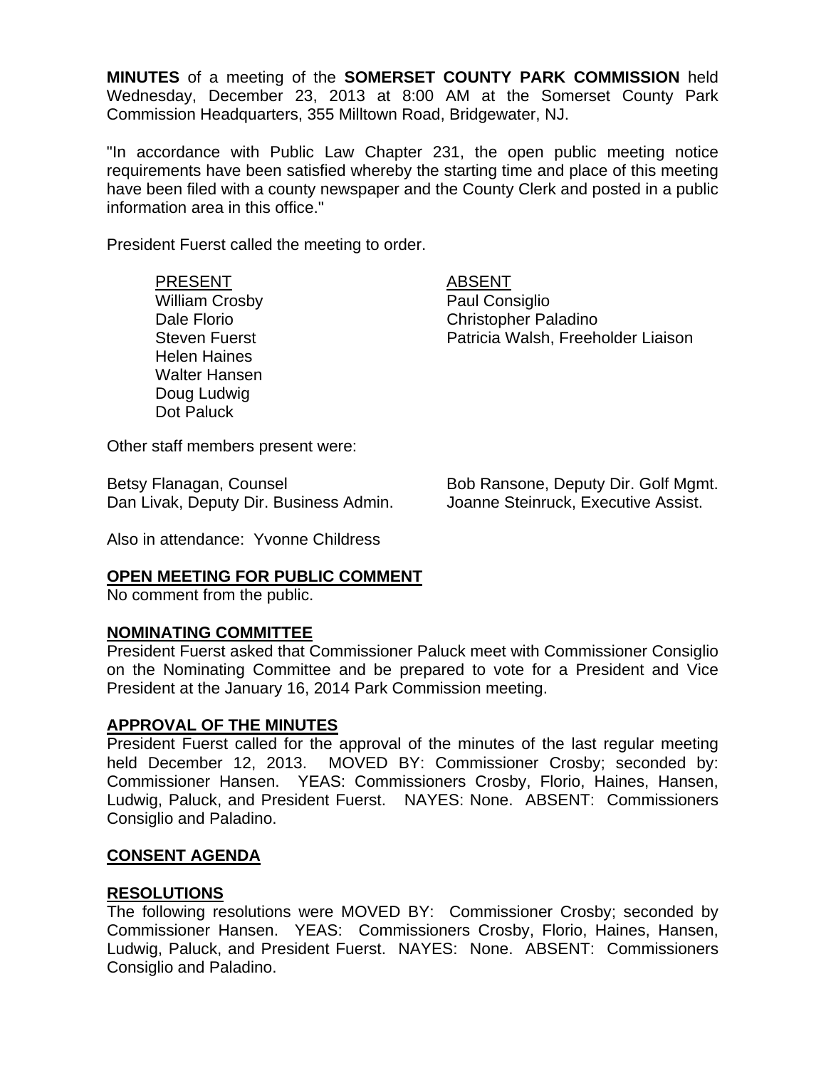**MINUTES** of a meeting of the **SOMERSET COUNTY PARK COMMISSION** held Wednesday, December 23, 2013 at 8:00 AM at the Somerset County Park Commission Headquarters, 355 Milltown Road, Bridgewater, NJ.

"In accordance with Public Law Chapter 231, the open public meeting notice requirements have been satisfied whereby the starting time and place of this meeting have been filed with a county newspaper and the County Clerk and posted in a public information area in this office."

President Fuerst called the meeting to order.

| PRESENT | ABSENT |
|---|---|
| William Crosby | Paul Consiglio |
| Dale Florio | Christopher Paladino |
| Steven Fuerst | Patricia Walsh, Freeholder Liaison |
| Helen Haines | |
| Walter Hansen | |
| Doug Ludwig | |
| Dot Paluck | |

Other staff members present were:

| | |
|---|---|
| Betsy Flanagan, Counsel | Bob Ransone, Deputy Dir. Golf Mgmt. |
| Dan Livak, Deputy Dir. Business Admin. | Joanne Steinruck, Executive Assist. |

Also in attendance: Yvonne Childress

**OPEN MEETING FOR PUBLIC COMMENT**

No comment from the public.

**NOMINATING COMMITTEE**

President Fuerst asked that Commissioner Paluck meet with Commissioner Consiglio on the Nominating Committee and be prepared to vote for a President and Vice President at the January 16, 2014 Park Commission meeting.

**APPROVAL OF THE MINUTES**

President Fuerst called for the approval of the minutes of the last regular meeting held December 12, 2013. MOVED BY: Commissioner Crosby; seconded by: Commissioner Hansen. YEAS: Commissioners Crosby, Florio, Haines, Hansen, Ludwig, Paluck, and President Fuerst. NAYES: None. ABSENT: Commissioners Consiglio and Paladino.

**CONSENT AGENDA**

**RESOLUTIONS**

The following resolutions were MOVED BY: Commissioner Crosby; seconded by Commissioner Hansen. YEAS: Commissioners Crosby, Florio, Haines, Hansen, Ludwig, Paluck, and President Fuerst. NAYES: None. ABSENT: Commissioners Consiglio and Paladino.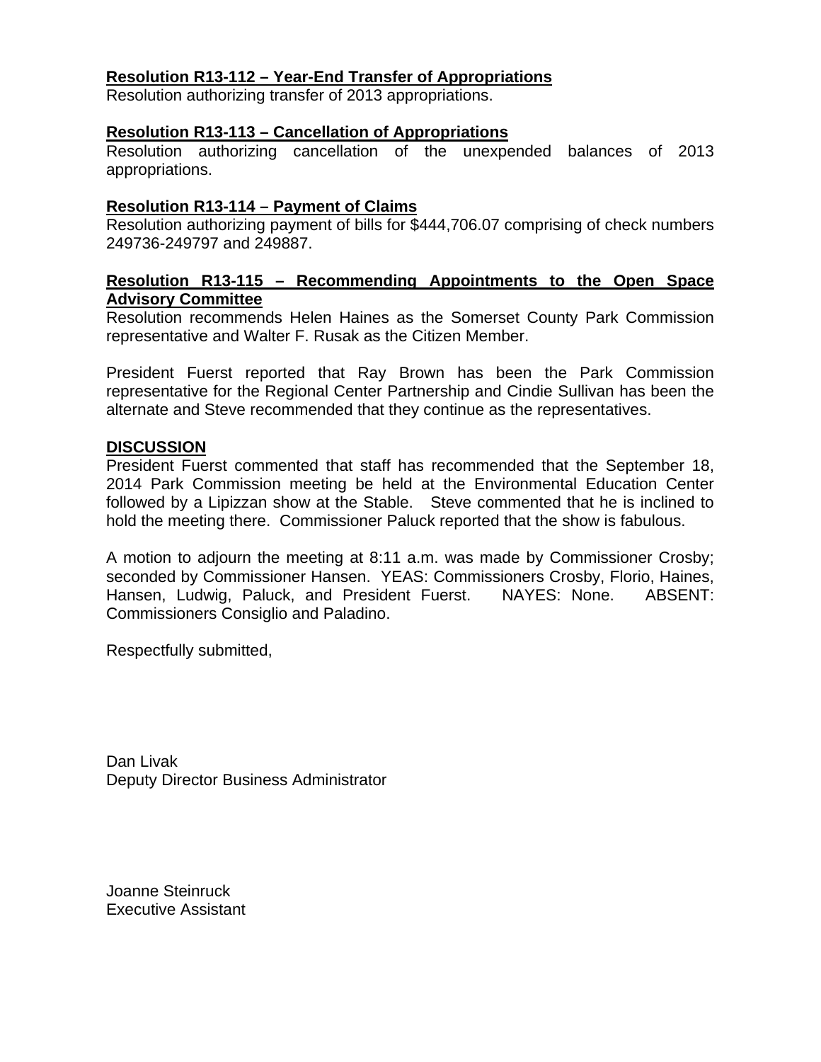**Resolution R13-112 – Year-End Transfer of Appropriations**
Resolution authorizing transfer of 2013 appropriations.

**Resolution R13-113 – Cancellation of Appropriations**
Resolution authorizing cancellation of the unexpended balances of 2013 appropriations.

**Resolution R13-114 – Payment of Claims**
Resolution authorizing payment of bills for $444,706.07 comprising of check numbers 249736-249797 and 249887.

**Resolution R13-115 – Recommending Appointments to the Open Space Advisory Committee**
Resolution recommends Helen Haines as the Somerset County Park Commission representative and Walter F. Rusak as the Citizen Member.

President Fuerst reported that Ray Brown has been the Park Commission representative for the Regional Center Partnership and Cindie Sullivan has been the alternate and Steve recommended that they continue as the representatives.

**DISCUSSION**
President Fuerst commented that staff has recommended that the September 18, 2014 Park Commission meeting be held at the Environmental Education Center followed by a Lipizzan show at the Stable. Steve commented that he is inclined to hold the meeting there. Commissioner Paluck reported that the show is fabulous.

A motion to adjourn the meeting at 8:11 a.m. was made by Commissioner Crosby; seconded by Commissioner Hansen. YEAS: Commissioners Crosby, Florio, Haines, Hansen, Ludwig, Paluck, and President Fuerst. NAYES: None. ABSENT: Commissioners Consiglio and Paladino.

Respectfully submitted,

Dan Livak
Deputy Director Business Administrator

Joanne Steinruck
Executive Assistant